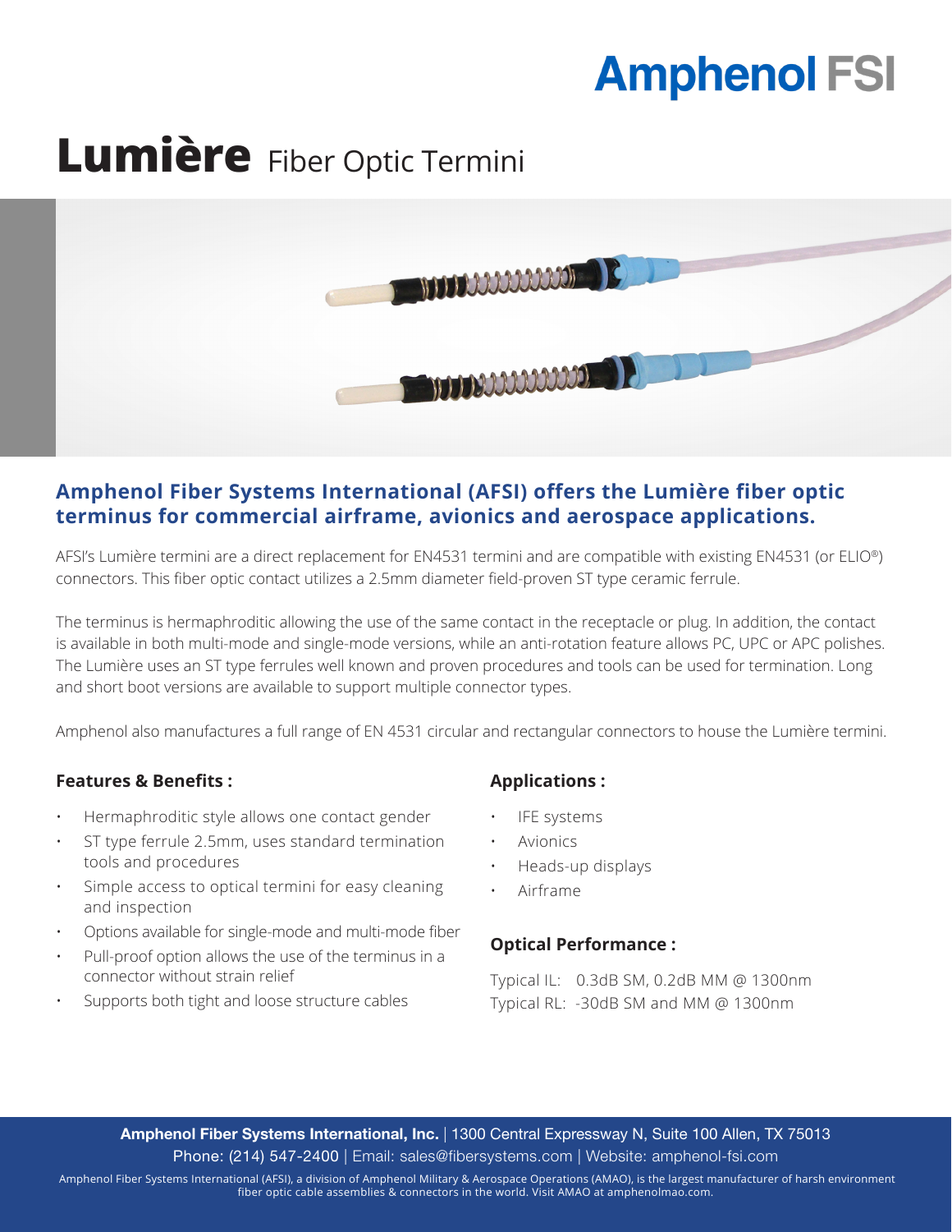Amphenol FSI

# Lumière Fiber Optic Termini

## Amphenol Fiber Systems International (AFSI) offers the Lumière fiber optic terminus for commercial airframe, avionics and aerospace applications.

AFSI's Lumière termini are a direct replacement for EN4531 termini and are compatible with existing EN4531 (or ELIO®) connectors. This fiber optic contact utilizes a 2.5mm diameter field-proven ST type ceramic ferrule.

The terminus is hermaphroditic allowing the use of the same contact in the receptacle or plug. In addition, the contact is available in both multi-mode and single-mode versions, while an anti-rotation feature allows PC, UPC or APC polishes. The Lumière uses an ST type ferrules well known and proven procedures and tools can be used for termination. Long and short boot versions are available to support multiple connector types.

Amphenol also manufactures a full range of EN 4531 circular and rectangular connectors to house the Lumière termini.

### Features & Benefits :

- Hermaphroditic style allows one contact gender
- ST type ferrule 2.5mm, uses standard termination tools and procedures
- Simple access to optical termini for easy cleaning and inspection
- Options available for single-mode and multi-mode fiber
- Pull-proof option allows the use of the terminus in a connector without strain relief
- Supports both tight and loose structure cables

### Applications :

- IFE systems
- Avionics
- Heads-up displays
- Airframe

### Optical Performance :

Typical IL: 0.3dB SM, 0.2dB MM @ 1300nm
Typical RL: -30dB SM and MM @ 1300nm

**Amphenol Fiber Systems International, Inc.** | 1300 Central Expressway N, Suite 100 Allen, TX 75013
Phone: (214) 547-2400 | Email: sales@fibersystems.com | Website: amphenol-fsi.com

Amphenol Fiber Systems International (AFSI), a division of Amphenol Military & Aerospace Operations (AMAO), is the largest manufacturer of harsh environment fiber optic cable assemblies & connectors in the world. Visit AMAO at amphenolmao.com.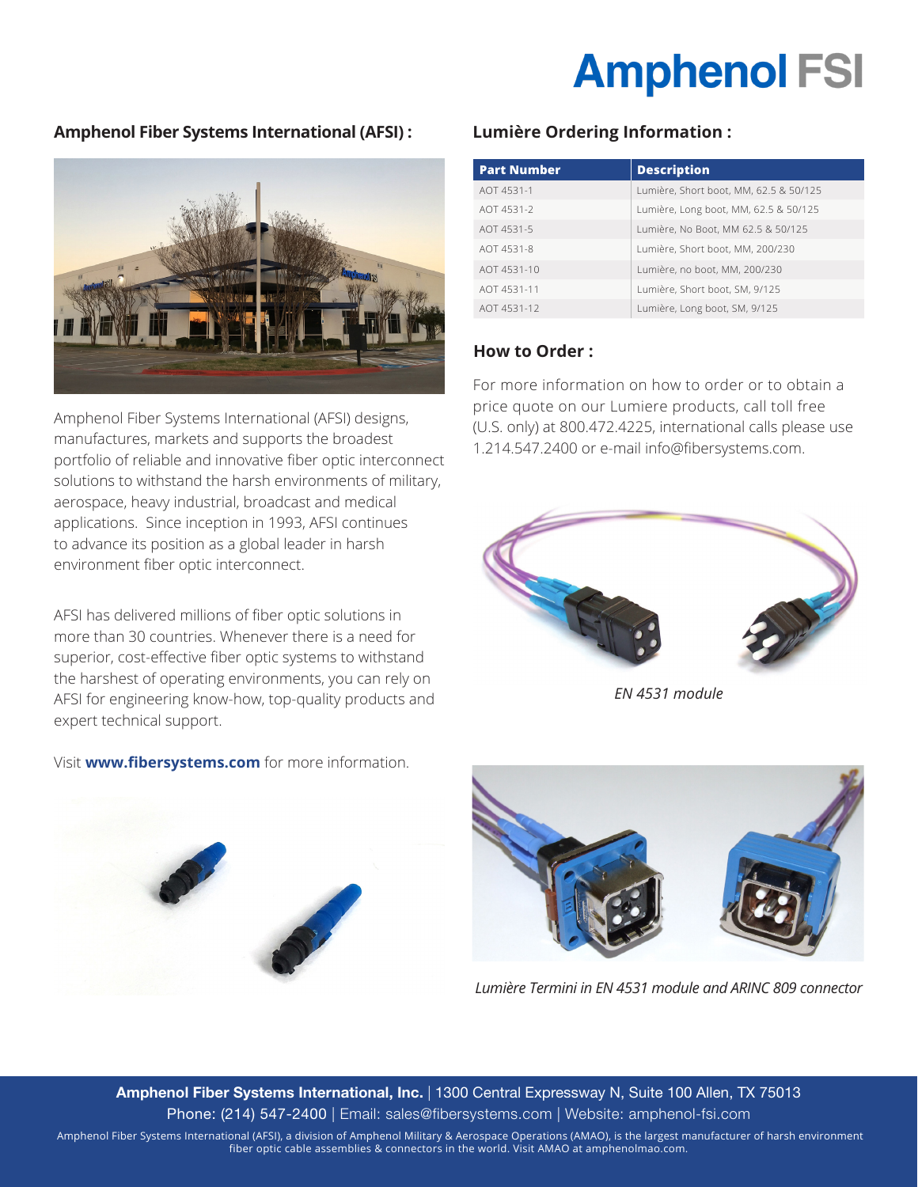## Amphenol Fiber Systems International (AFSI) :

Amphenol Fiber Systems International (AFSI) designs, manufactures, markets and supports the broadest portfolio of reliable and innovative fiber optic interconnect solutions to withstand the harsh environments of military, aerospace, heavy industrial, broadcast and medical applications. Since inception in 1993, AFSI continues to advance its position as a global leader in harsh environment fiber optic interconnect.

AFSI has delivered millions of fiber optic solutions in more than 30 countries. Whenever there is a need for superior, cost-effective fiber optic systems to withstand the harshest of operating environments, you can rely on AFSI for engineering know-how, top-quality products and expert technical support.

Visit **www.fibersystems.com** for more information.

## Lumière Ordering Information :

| Part Number | Description |
|---|---|
| AOT 4531-1 | Lumière, Short boot, MM, 62.5 & 50/125 |
| AOT 4531-2 | Lumière, Long boot, MM, 62.5 & 50/125 |
| AOT 4531-5 | Lumière, No Boot, MM 62.5 & 50/125 |
| AOT 4531-8 | Lumière, Short boot, MM, 200/230 |
| AOT 4531-10 | Lumière, no boot, MM, 200/230 |
| AOT 4531-11 | Lumière, Short boot, SM, 9/125 |
| AOT 4531-12 | Lumière, Long boot, SM, 9/125 |

## How to Order :

For more information on how to order or to obtain a price quote on our Lumiere products, call toll free (U.S. only) at 800.472.4225, international calls please use 1.214.547.2400 or e-mail info@fibersystems.com.

*EN 4531 module*

*Lumière Termini in EN 4531 module and ARINC 809 connector*

**Amphenol Fiber Systems International, Inc.** | 1300 Central Expressway N, Suite 100 Allen, TX 75013
Phone: (214) 547-2400 | Email: sales@fibersystems.com | Website: amphenol-fsi.com

Amphenol Fiber Systems International (AFSI), a division of Amphenol Military & Aerospace Operations (AMAO), is the largest manufacturer of harsh environment fiber optic cable assemblies & connectors in the world. Visit AMAO at amphenolmao.com.